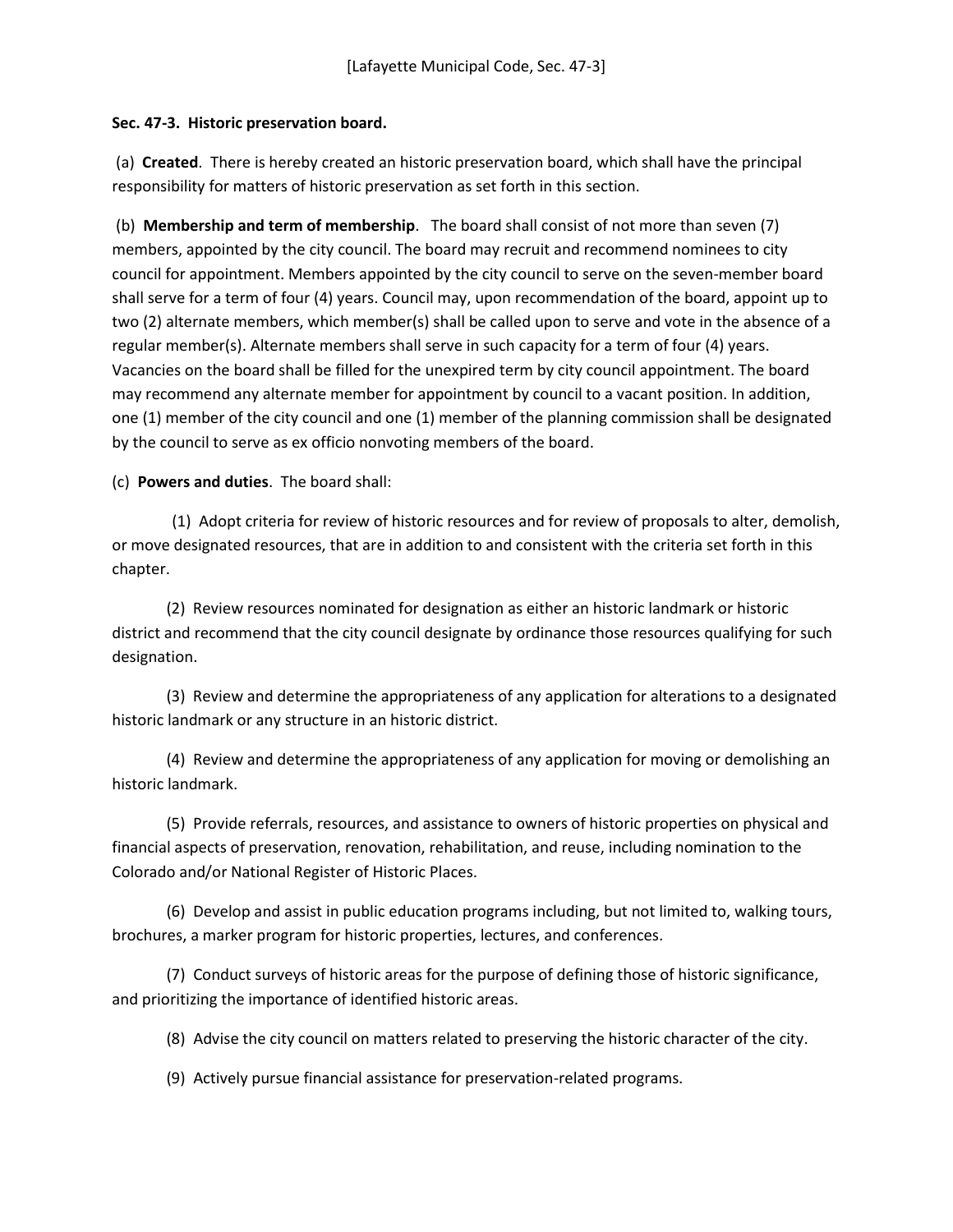[Lafayette Municipal Code, Sec. 47-3]

**Sec. 47-3. Historic preservation board.**

(a) **Created**. There is hereby created an historic preservation board, which shall have the principal responsibility for matters of historic preservation as set forth in this section.

(b) **Membership and term of membership**. The board shall consist of not more than seven (7) members, appointed by the city council. The board may recruit and recommend nominees to city council for appointment. Members appointed by the city council to serve on the seven-member board shall serve for a term of four (4) years. Council may, upon recommendation of the board, appoint up to two (2) alternate members, which member(s) shall be called upon to serve and vote in the absence of a regular member(s). Alternate members shall serve in such capacity for a term of four (4) years. Vacancies on the board shall be filled for the unexpired term by city council appointment. The board may recommend any alternate member for appointment by council to a vacant position. In addition, one (1) member of the city council and one (1) member of the planning commission shall be designated by the council to serve as ex officio nonvoting members of the board.

(c) **Powers and duties**. The board shall:

(1) Adopt criteria for review of historic resources and for review of proposals to alter, demolish, or move designated resources, that are in addition to and consistent with the criteria set forth in this chapter.

(2) Review resources nominated for designation as either an historic landmark or historic district and recommend that the city council designate by ordinance those resources qualifying for such designation.

(3) Review and determine the appropriateness of any application for alterations to a designated historic landmark or any structure in an historic district.

(4) Review and determine the appropriateness of any application for moving or demolishing an historic landmark.

(5) Provide referrals, resources, and assistance to owners of historic properties on physical and financial aspects of preservation, renovation, rehabilitation, and reuse, including nomination to the Colorado and/or National Register of Historic Places.

(6) Develop and assist in public education programs including, but not limited to, walking tours, brochures, a marker program for historic properties, lectures, and conferences.

(7) Conduct surveys of historic areas for the purpose of defining those of historic significance, and prioritizing the importance of identified historic areas.

(8) Advise the city council on matters related to preserving the historic character of the city.

(9) Actively pursue financial assistance for preservation-related programs.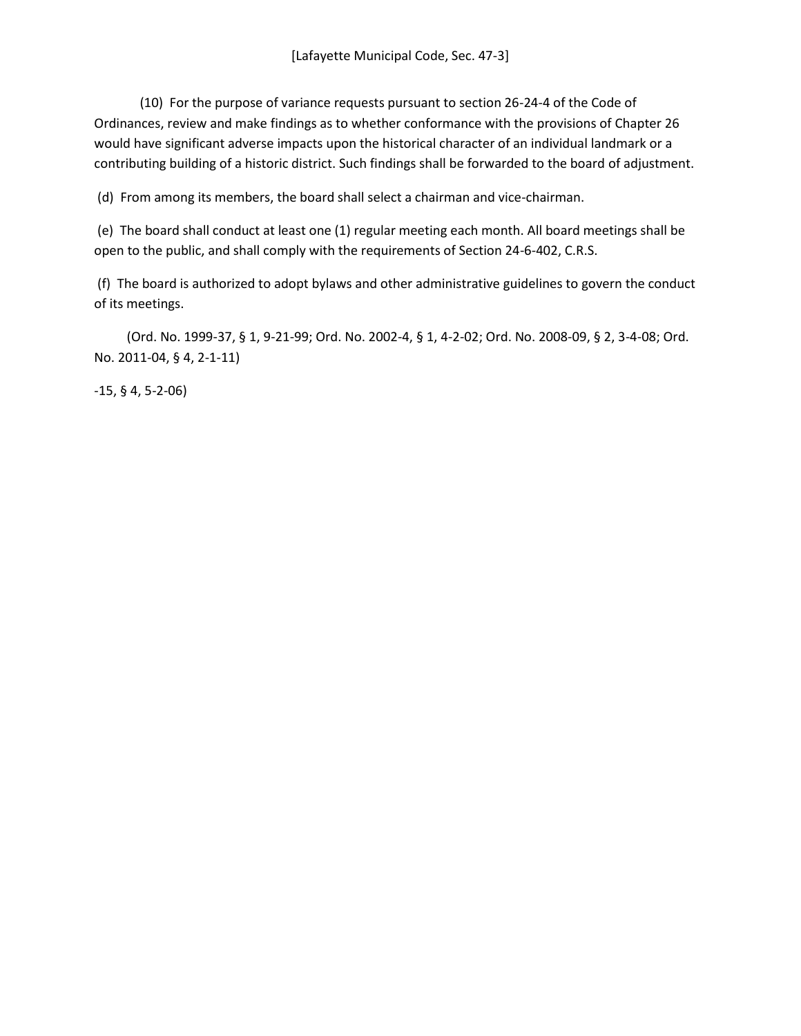(10) For the purpose of variance requests pursuant to section 26-24-4 of the Code of Ordinances, review and make findings as to whether conformance with the provisions of Chapter 26 would have significant adverse impacts upon the historical character of an individual landmark or a contributing building of a historic district. Such findings shall be forwarded to the board of adjustment.

(d) From among its members, the board shall select a chairman and vice-chairman.

(e) The board shall conduct at least one (1) regular meeting each month. All board meetings shall be open to the public, and shall comply with the requirements of Section 24-6-402, C.R.S.

(f) The board is authorized to adopt bylaws and other administrative guidelines to govern the conduct of its meetings.

(Ord. No. 1999-37, § 1, 9-21-99; Ord. No. 2002-4, § 1, 4-2-02; Ord. No. 2008-09, § 2, 3-4-08; Ord. No. 2011-04, § 4, 2-1-11)

-15, § 4, 5-2-06)